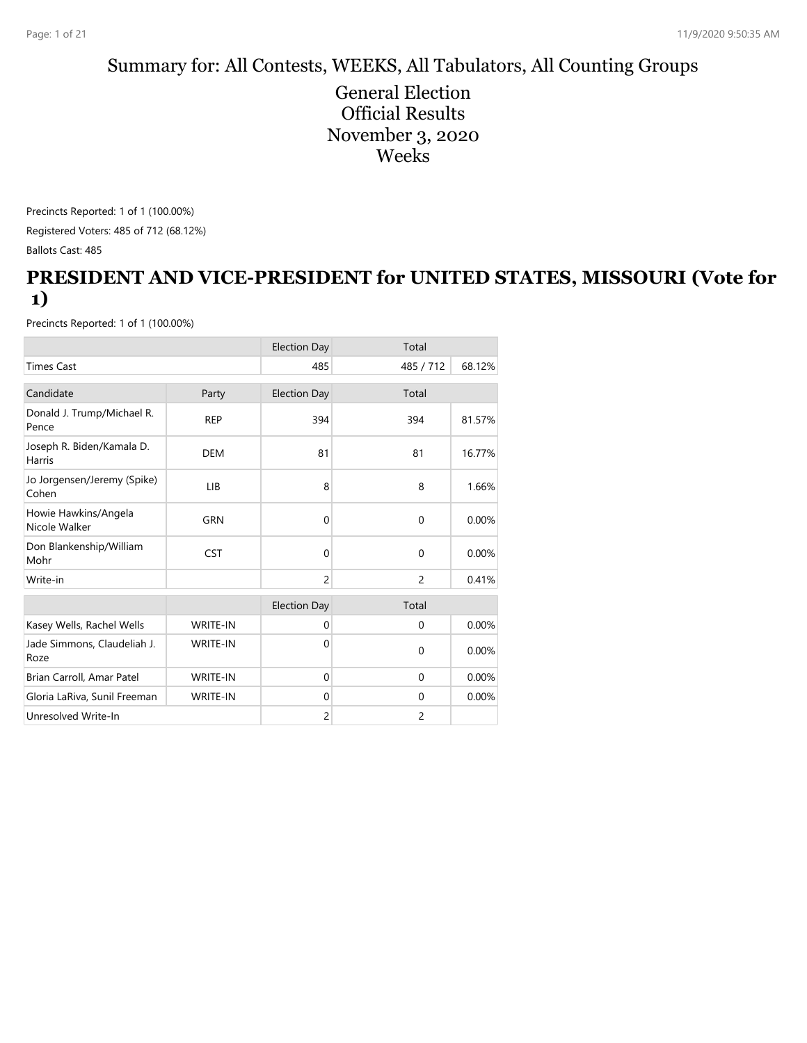Summary for: All Contests, WEEKS, All Tabulators, All Counting Groups

General Election
Official Results
November 3, 2020
Weeks

Precincts Reported: 1 of 1 (100.00%)

Registered Voters: 485 of 712 (68.12%)

Ballots Cast: 485

## PRESIDENT AND VICE-PRESIDENT for UNITED STATES, MISSOURI (Vote for 1)

Precincts Reported: 1 of 1 (100.00%)

| | | Election Day | Total | |
|---|---|---|---|---|
| Times Cast | | 485 | 485 / 712 | 68.12% |

| Candidate | Party | Election Day | Total | |
|---|---|---|---|---|
| Donald J. Trump/Michael R. Pence | REP | 394 | 394 | 81.57% |
| Joseph R. Biden/Kamala D. Harris | DEM | 81 | 81 | 16.77% |
| Jo Jorgensen/Jeremy (Spike) Cohen | LIB | 8 | 8 | 1.66% |
| Howie Hawkins/Angela Nicole Walker | GRN | 0 | 0 | 0.00% |
| Don Blankenship/William Mohr | CST | 0 | 0 | 0.00% |
| Write-in | | 2 | 2 | 0.41% |

| | | Election Day | Total | |
|---|---|---|---|---|
| Kasey Wells, Rachel Wells | WRITE-IN | 0 | 0 | 0.00% |
| Jade Simmons, Claudeliah J. Roze | WRITE-IN | 0 | 0 | 0.00% |
| Brian Carroll, Amar Patel | WRITE-IN | 0 | 0 | 0.00% |
| Gloria LaRiva, Sunil Freeman | WRITE-IN | 0 | 0 | 0.00% |
| Unresolved Write-In | | 2 | 2 | |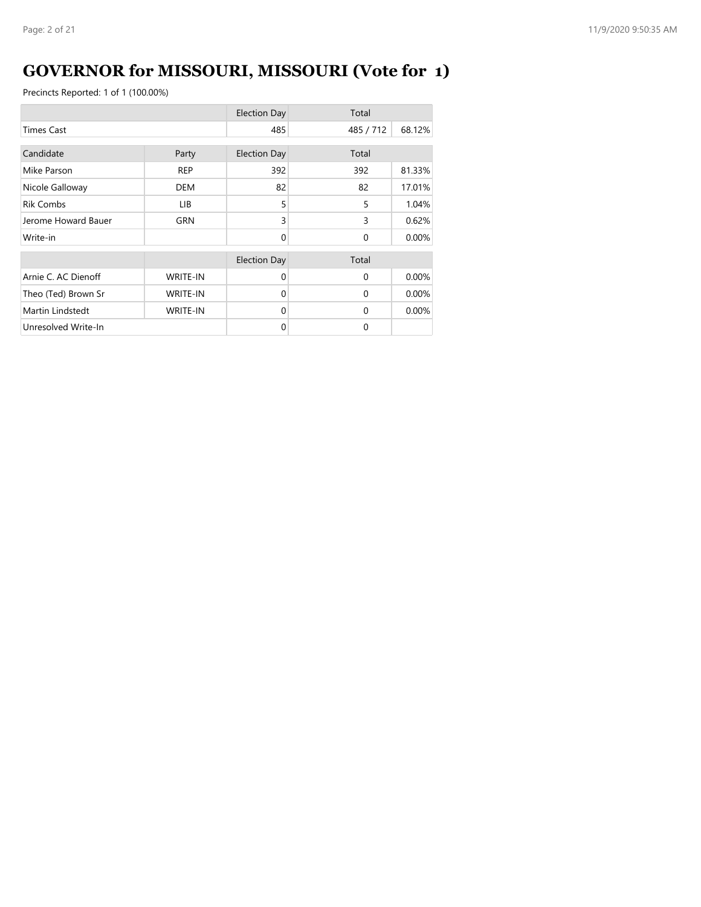# GOVERNOR for MISSOURI, MISSOURI (Vote for 1)

Precincts Reported: 1 of 1 (100.00%)

| | | Election Day | Total | |
|---|---|---|---|---|
| Times Cast | | 485 | 485 / 712 | 68.12% |

| Candidate | Party | Election Day | Total | |
|---|---|---|---|---|
| Mike Parson | REP | 392 | 392 | 81.33% |
| Nicole Galloway | DEM | 82 | 82 | 17.01% |
| Rik Combs | LIB | 5 | 5 | 1.04% |
| Jerome Howard Bauer | GRN | 3 | 3 | 0.62% |
| Write-in | | 0 | 0 | 0.00% |

| | | Election Day | Total | |
|---|---|---|---|---|
| Arnie C. AC Dienoff | WRITE-IN | 0 | 0 | 0.00% |
| Theo (Ted) Brown Sr | WRITE-IN | 0 | 0 | 0.00% |
| Martin Lindstedt | WRITE-IN | 0 | 0 | 0.00% |
| Unresolved Write-In | | 0 | 0 | |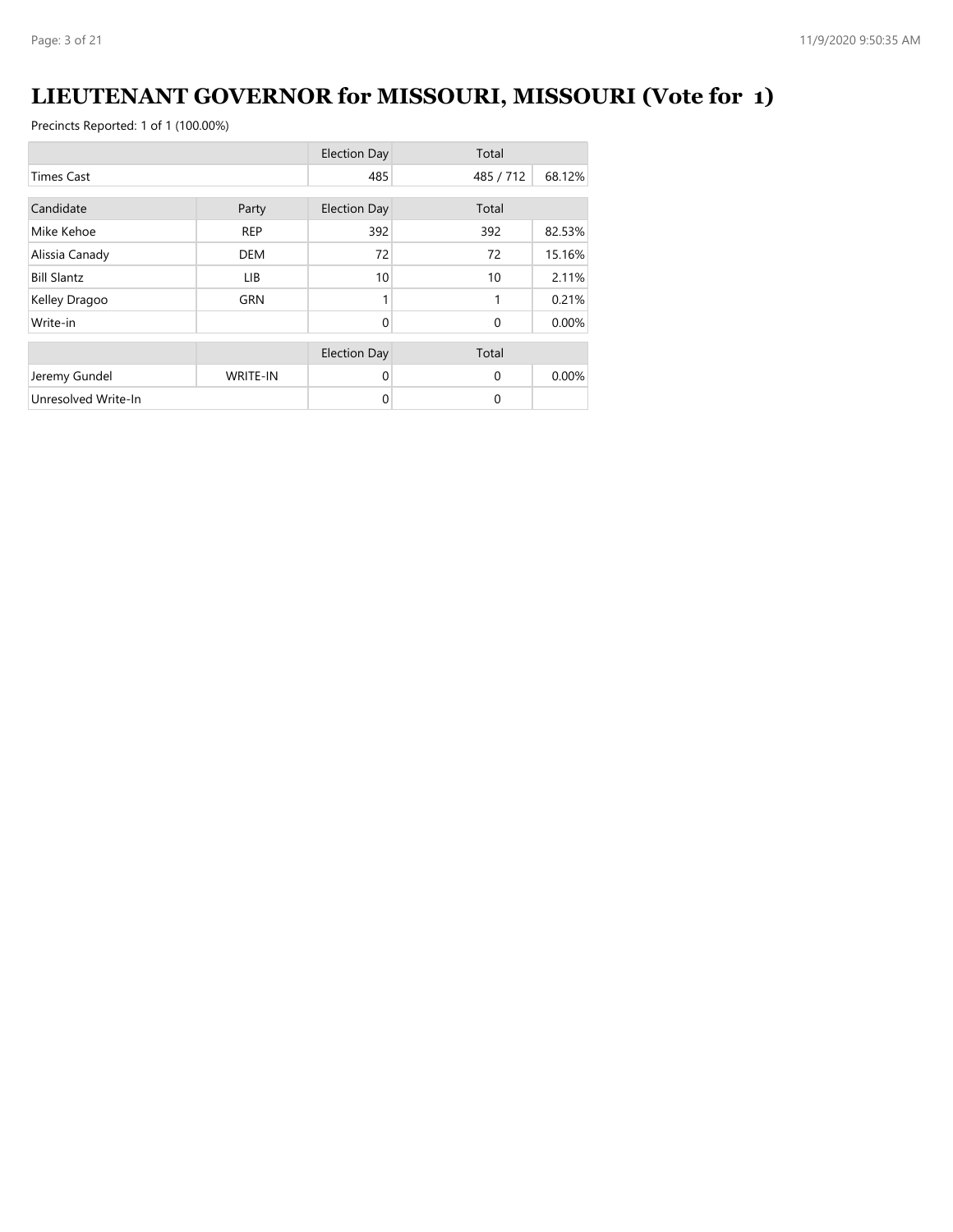# LIEUTENANT GOVERNOR for MISSOURI, MISSOURI (Vote for 1)

Precincts Reported: 1 of 1 (100.00%)

| | | Election Day | Total | |
|---|---|---|---|---|
| Times Cast | | 485 | 485 / 712 | 68.12% |

| Candidate | Party | Election Day | Total | |
|---|---|---|---|---|
| Mike Kehoe | REP | 392 | 392 | 82.53% |
| Alissia Canady | DEM | 72 | 72 | 15.16% |
| Bill Slantz | LIB | 10 | 10 | 2.11% |
| Kelley Dragoo | GRN | 1 | 1 | 0.21% |
| Write-in | | 0 | 0 | 0.00% |

| | | Election Day | Total | |
|---|---|---|---|---|
| Jeremy Gundel | WRITE-IN | 0 | 0 | 0.00% |
| Unresolved Write-In | | 0 | 0 | |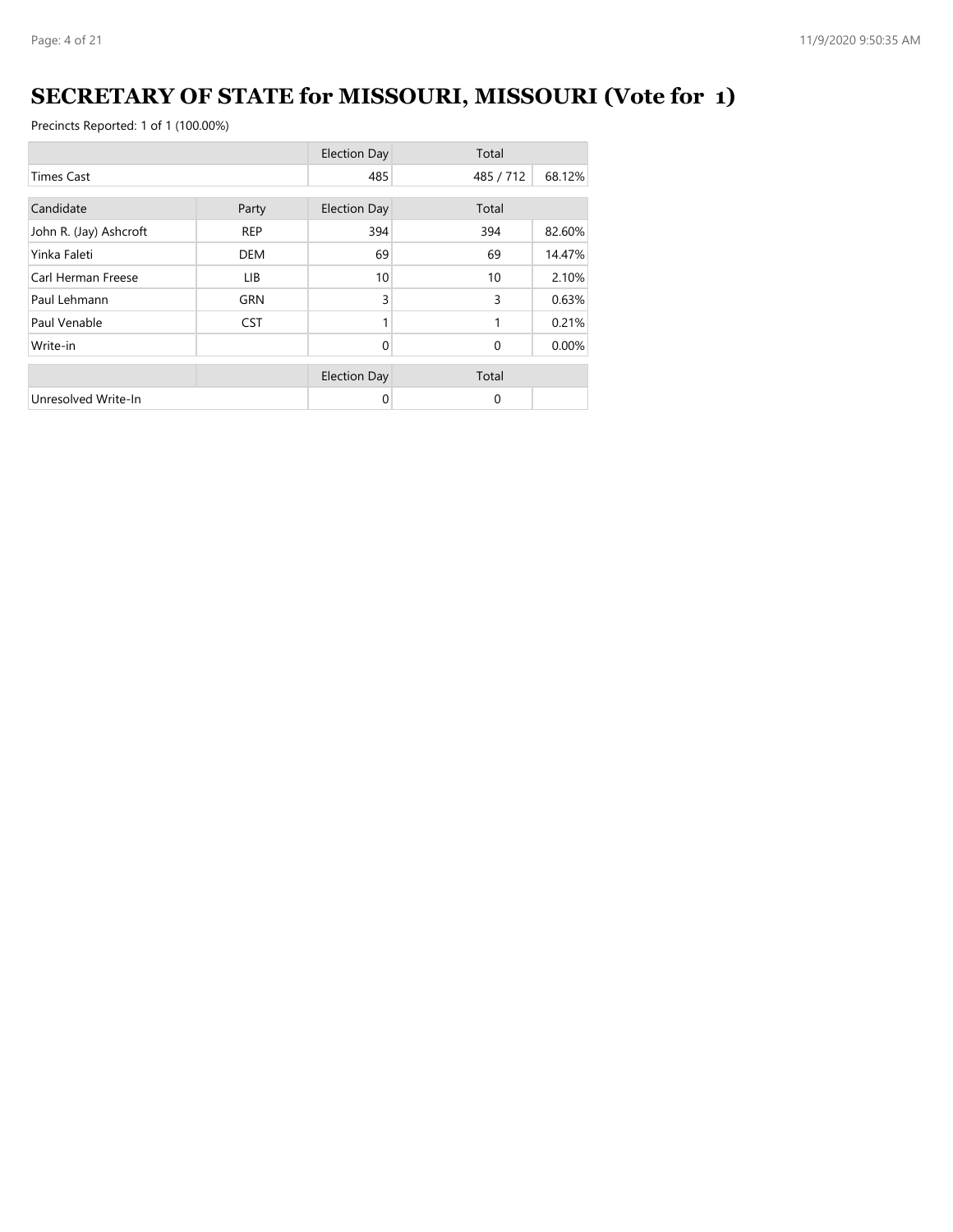# SECRETARY OF STATE for MISSOURI, MISSOURI (Vote for 1)

Precincts Reported: 1 of 1 (100.00%)

| | | Election Day | Total | |
|---|---|---|---|---|
| Times Cast | | 485 | 485 / 712 | 68.12% |

| Candidate | Party | Election Day | Total | |
|---|---|---|---|---|
| John R. (Jay) Ashcroft | REP | 394 | 394 | 82.60% |
| Yinka Faleti | DEM | 69 | 69 | 14.47% |
| Carl Herman Freese | LIB | 10 | 10 | 2.10% |
| Paul Lehmann | GRN | 3 | 3 | 0.63% |
| Paul Venable | CST | 1 | 1 | 0.21% |
| Write-in | | 0 | 0 | 0.00% |

| | | Election Day | Total | |
|---|---|---|---|---|
| Unresolved Write-In | | 0 | 0 | |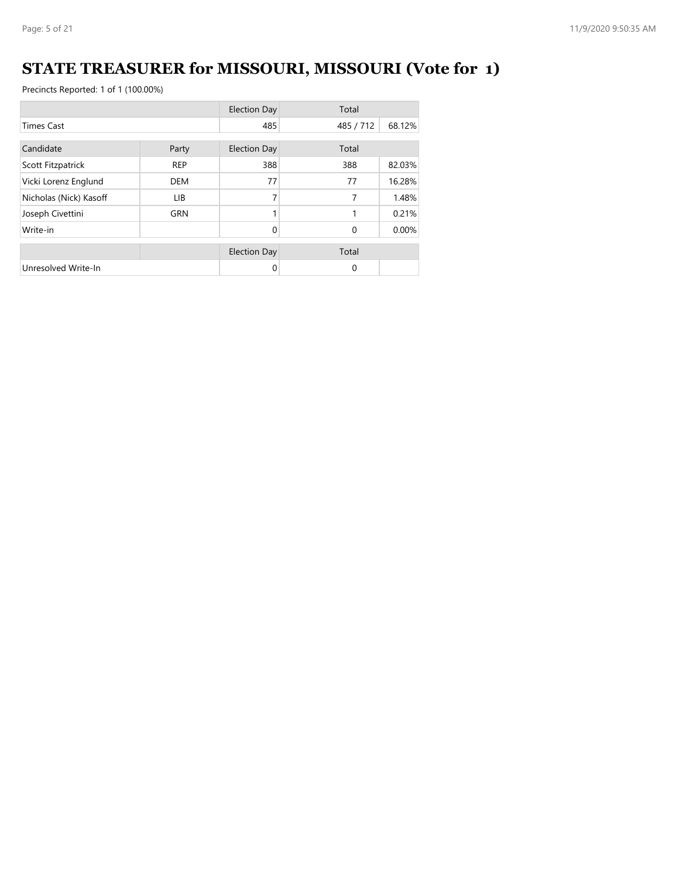# STATE TREASURER for MISSOURI, MISSOURI (Vote for 1)

Precincts Reported: 1 of 1 (100.00%)

| | Election Day | Total | |
|---|---|---|---|
| Times Cast | 485 | 485 / 712 | 68.12% |

| Candidate | Party | Election Day | Total | |
|---|---|---|---|---|
| Scott Fitzpatrick | REP | 388 | 388 | 82.03% |
| Vicki Lorenz Englund | DEM | 77 | 77 | 16.28% |
| Nicholas (Nick) Kasoff | LIB | 7 | 7 | 1.48% |
| Joseph Civettini | GRN | 1 | 1 | 0.21% |
| Write-in | | 0 | 0 | 0.00% |

| | | Election Day | Total | |
|---|---|---|---|---|
| Unresolved Write-In | | 0 | 0 | |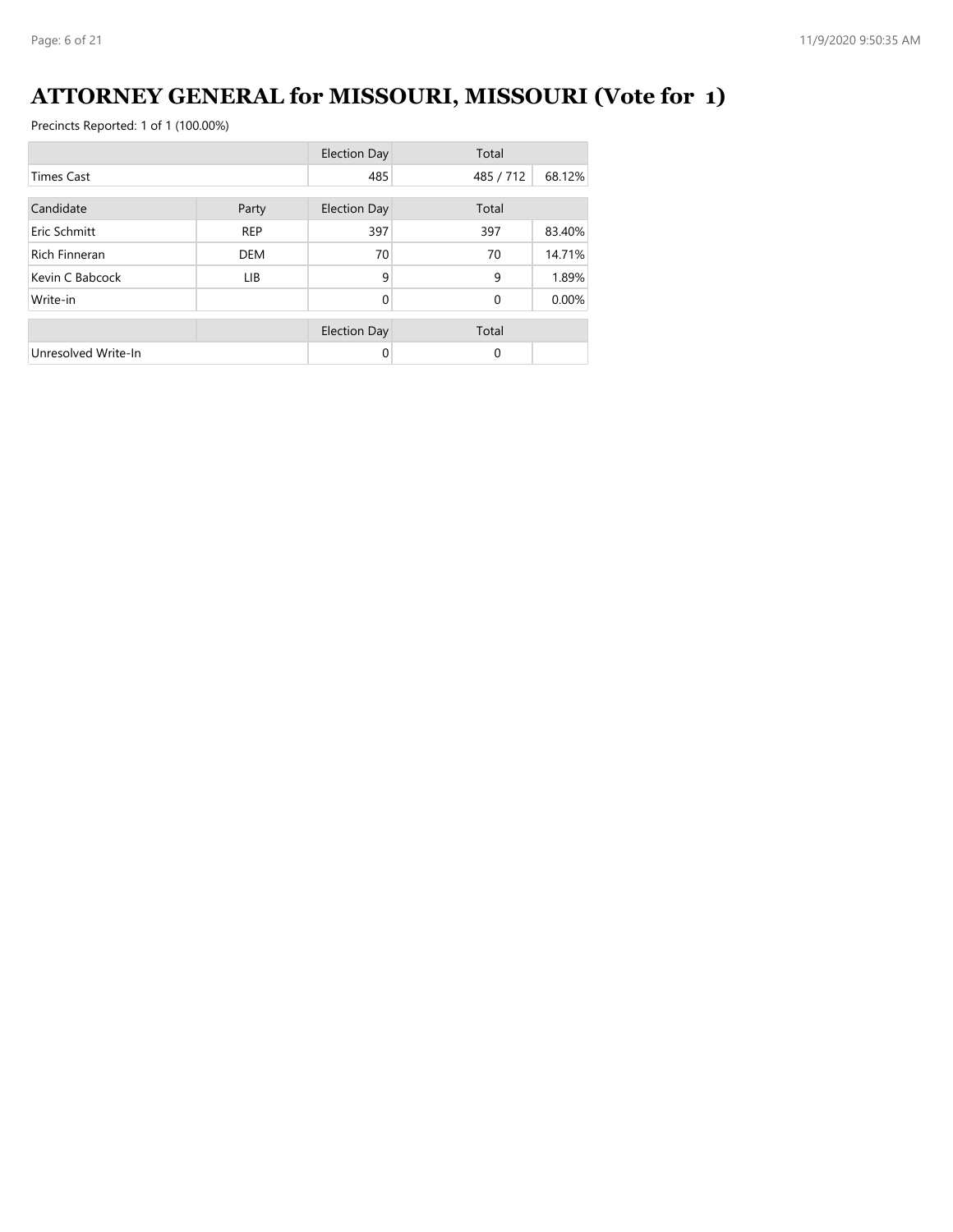# ATTORNEY GENERAL for MISSOURI, MISSOURI (Vote for 1)

Precincts Reported: 1 of 1 (100.00%)

| | | Election Day | Total | |
|---|---|---|---|---|
| Times Cast | | 485 | 485 / 712 | 68.12% |

| Candidate | Party | Election Day | Total | |
|---|---|---|---|---|
| Eric Schmitt | REP | 397 | 397 | 83.40% |
| Rich Finneran | DEM | 70 | 70 | 14.71% |
| Kevin C Babcock | LIB | 9 | 9 | 1.89% |
| Write-in | | 0 | 0 | 0.00% |

| | | Election Day | Total | |
|---|---|---|---|---|
| Unresolved Write-In | | 0 | 0 | |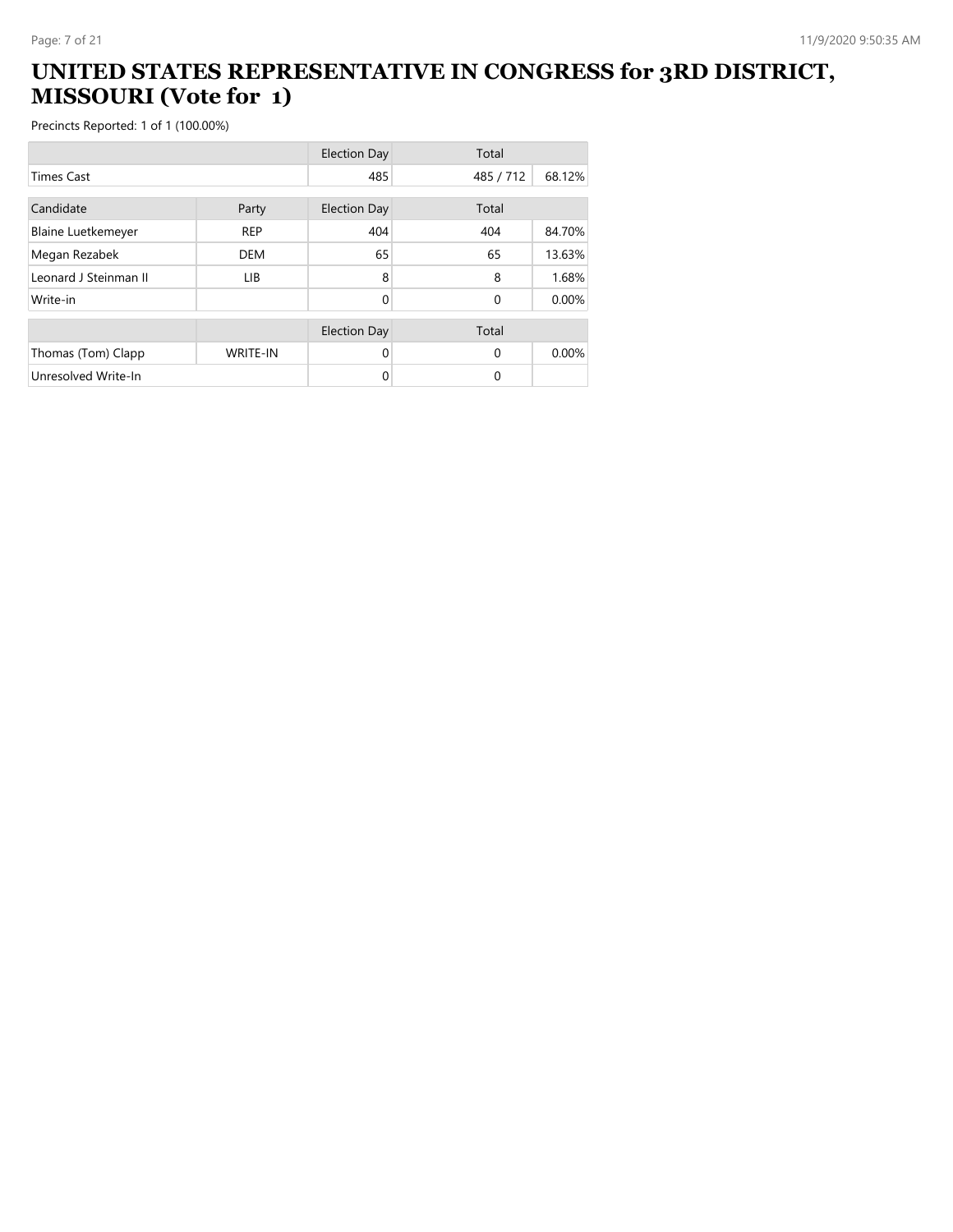# UNITED STATES REPRESENTATIVE IN CONGRESS for 3RD DISTRICT, MISSOURI (Vote for 1)

Precincts Reported: 1 of 1 (100.00%)

| | | Election Day | Total | |
|---|---|---|---|---|
| Times Cast | | 485 | 485 / 712 | 68.12% |

| Candidate | Party | Election Day | Total | |
|---|---|---|---|---|
| Blaine Luetkemeyer | REP | 404 | 404 | 84.70% |
| Megan Rezabek | DEM | 65 | 65 | 13.63% |
| Leonard J Steinman II | LIB | 8 | 8 | 1.68% |
| Write-in | | 0 | 0 | 0.00% |

| | | Election Day | Total | |
|---|---|---|---|---|
| Thomas (Tom) Clapp | WRITE-IN | 0 | 0 | 0.00% |
| Unresolved Write-In | | 0 | 0 | |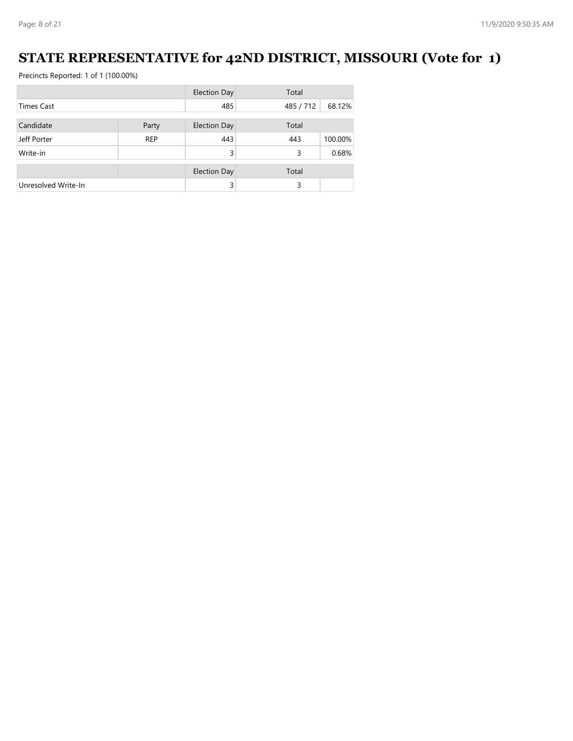# STATE REPRESENTATIVE for 42ND DISTRICT, MISSOURI (Vote for 1)

Precincts Reported: 1 of 1 (100.00%)

| | | Election Day | Total | |
|---|---|---|---|---|
| Times Cast | | 485 | 485 / 712 | 68.12% |

| Candidate | Party | Election Day | Total | |
|---|---|---|---|---|
| Jeff Porter | REP | 443 | 443 | 100.00% |
| Write-in | | 3 | 3 | 0.68% |

| | | Election Day | Total | |
|---|---|---|---|---|
| Unresolved Write-In | | 3 | 3 | |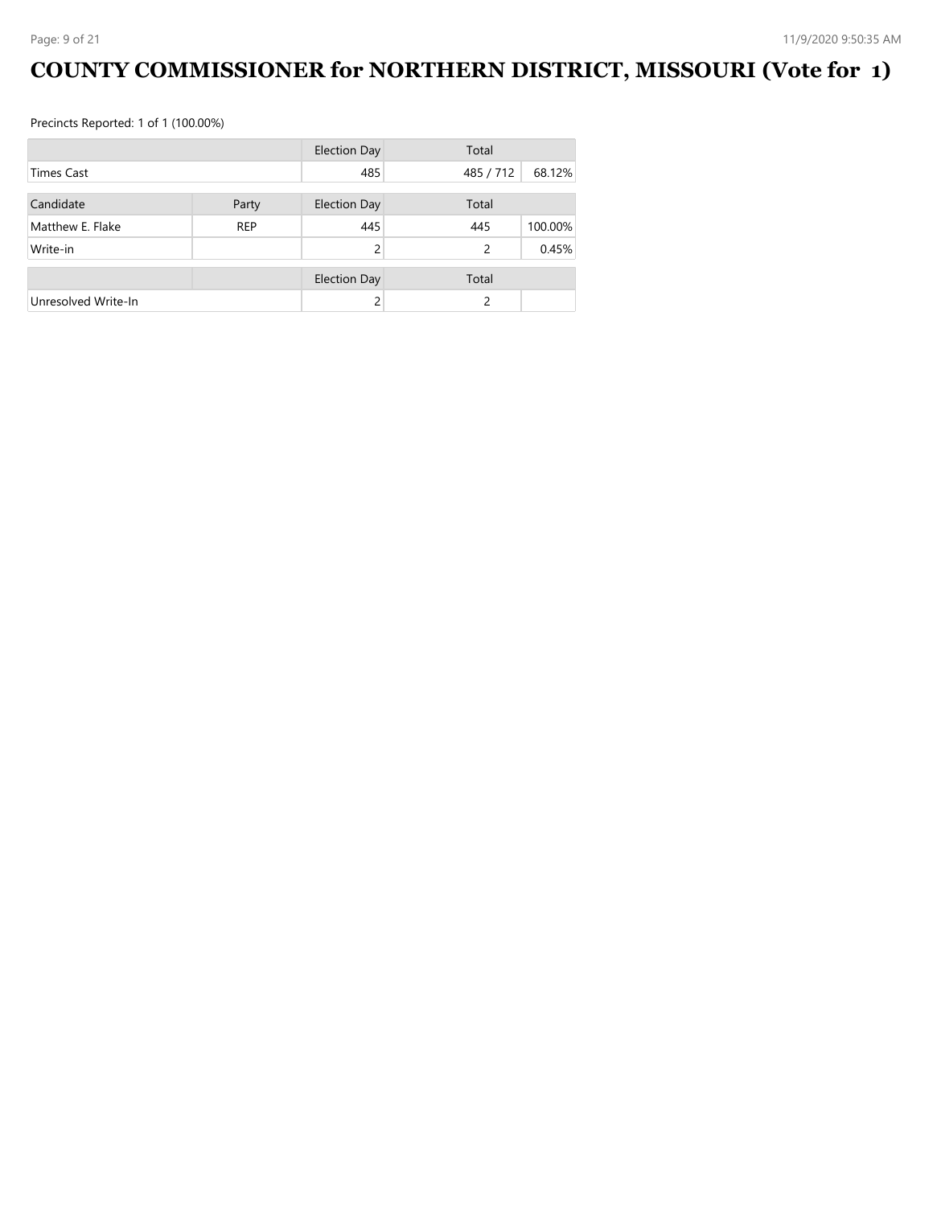# COUNTY COMMISSIONER for NORTHERN DISTRICT, MISSOURI (Vote for 1)

Precincts Reported: 1 of 1 (100.00%)

| | | Election Day | Total | |
|---|---|---|---|---|
| Times Cast | | 485 | 485 / 712 | 68.12% |

| Candidate | Party | Election Day | Total | |
|---|---|---|---|---|
| Matthew E. Flake | REP | 445 | 445 | 100.00% |
| Write-in | | 2 | 2 | 0.45% |

| | | Election Day | Total | |
|---|---|---|---|---|
| Unresolved Write-In | | 2 | 2 | |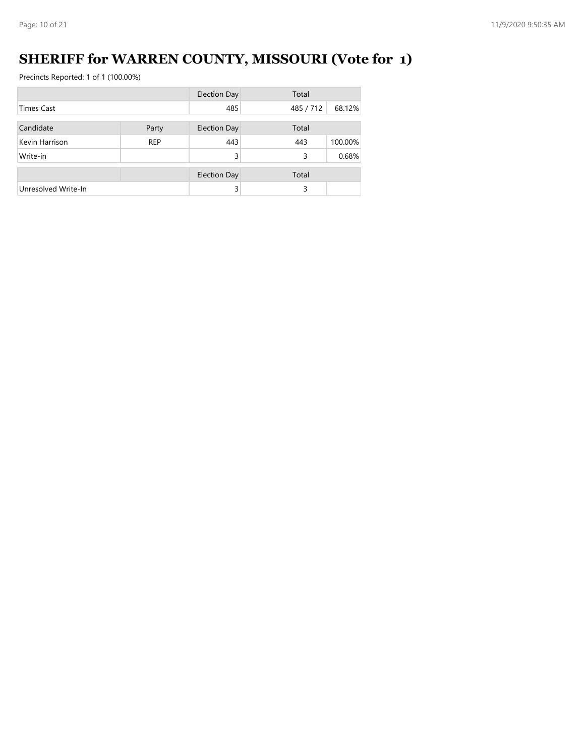# SHERIFF for WARREN COUNTY, MISSOURI (Vote for 1)

Precincts Reported: 1 of 1 (100.00%)

| | | Election Day | Total | |
|---|---|---|---|---|
| Times Cast | | 485 | 485 / 712 | 68.12% |

| Candidate | Party | Election Day | Total | |
|---|---|---|---|---|
| Kevin Harrison | REP | 443 | 443 | 100.00% |
| Write-in | | 3 | 3 | 0.68% |

| | | Election Day | Total | |
|---|---|---|---|---|
| Unresolved Write-In | | 3 | 3 | |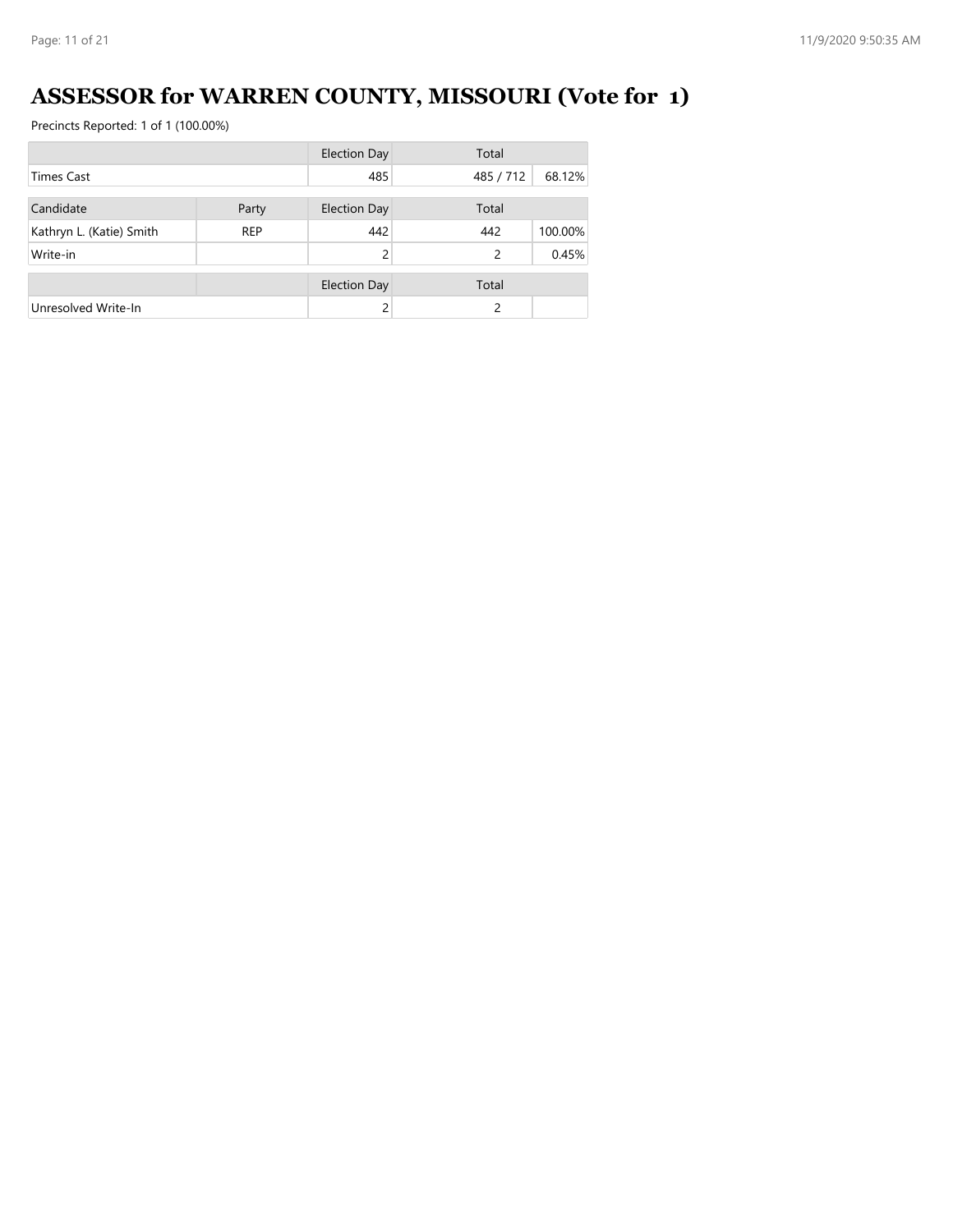# ASSESSOR for WARREN COUNTY, MISSOURI (Vote for 1)

Precincts Reported: 1 of 1 (100.00%)

| | | Election Day | Total | |
|---|---|---|---|---|
| Times Cast | | 485 | 485 / 712 | 68.12% |

| Candidate | Party | Election Day | Total | |
|---|---|---|---|---|
| Kathryn L. (Katie) Smith | REP | 442 | 442 | 100.00% |
| Write-in | | 2 | 2 | 0.45% |

| | | Election Day | Total | |
|---|---|---|---|---|
| Unresolved Write-In | | 2 | 2 | |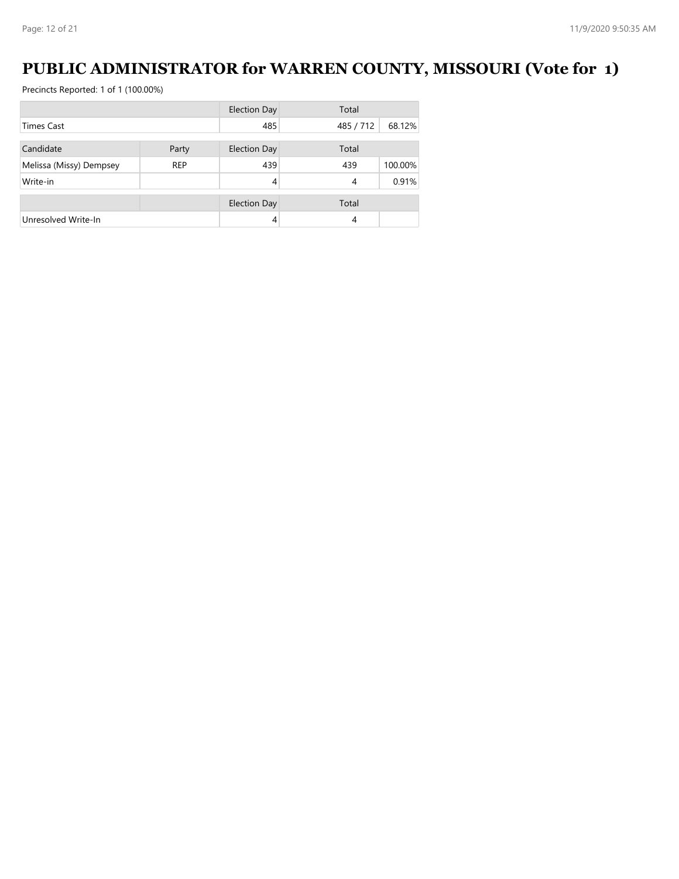# PUBLIC ADMINISTRATOR for WARREN COUNTY, MISSOURI (Vote for 1)

Precincts Reported: 1 of 1 (100.00%)

| | | Election Day | Total | |
|---|---|---|---|---|
| Times Cast | | 485 | 485 / 712 | 68.12% |

| Candidate | Party | Election Day | Total | |
|---|---|---|---|---|
| Melissa (Missy) Dempsey | REP | 439 | 439 | 100.00% |
| Write-in | | 4 | 4 | 0.91% |

| | | Election Day | Total | |
|---|---|---|---|---|
| Unresolved Write-In | | 4 | 4 | |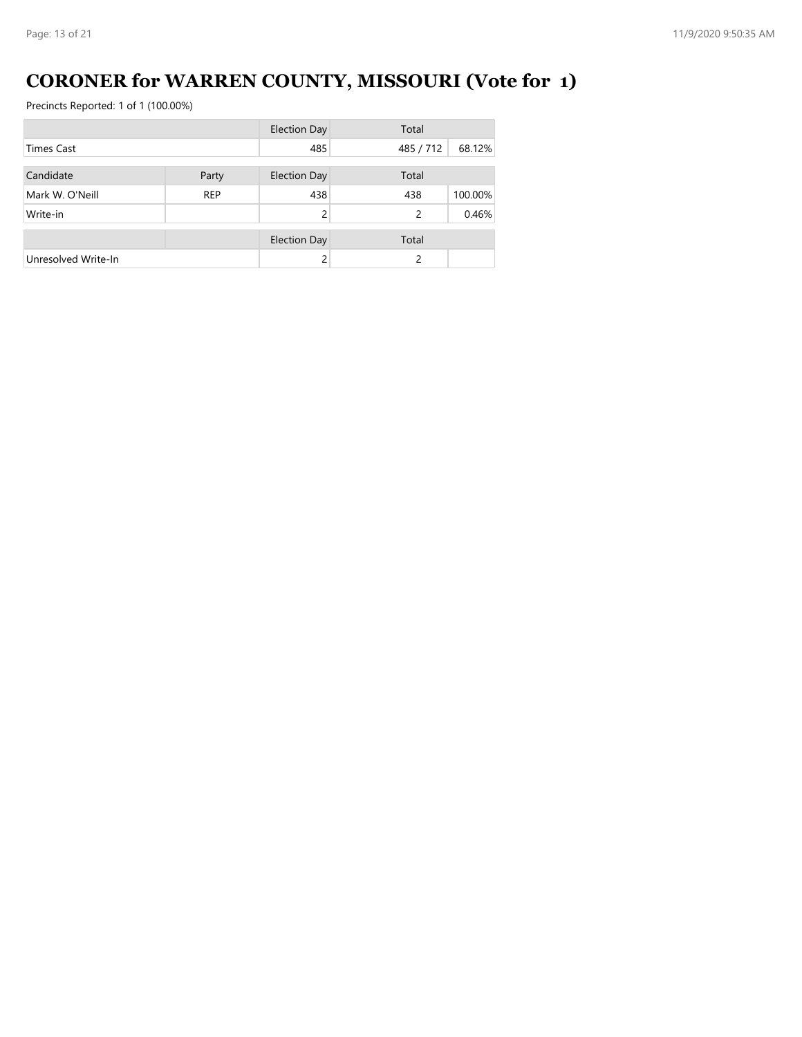# CORONER for WARREN COUNTY, MISSOURI (Vote for 1)

Precincts Reported: 1 of 1 (100.00%)

| | | Election Day | Total | |
|---|---|---|---|---|
| Times Cast | | 485 | 485 / 712 | 68.12% |

| Candidate | Party | Election Day | Total | |
|---|---|---|---|---|
| Mark W. O'Neill | REP | 438 | 438 | 100.00% |
| Write-in | | 2 | 2 | 0.46% |

| | | Election Day | Total | |
|---|---|---|---|---|
| Unresolved Write-In | | 2 | 2 | |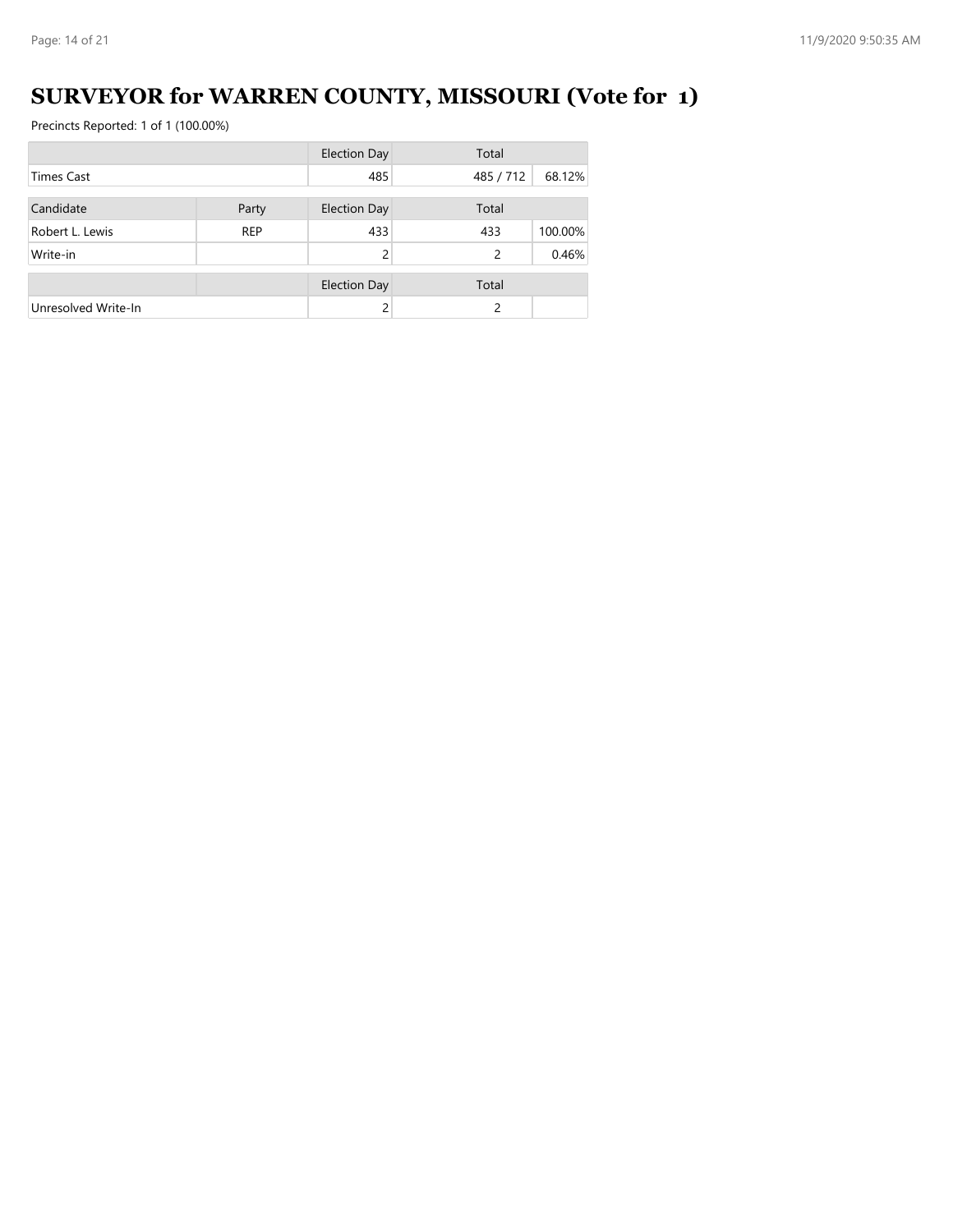# SURVEYOR for WARREN COUNTY, MISSOURI (Vote for 1)

Precincts Reported: 1 of 1 (100.00%)

| | | Election Day | Total | |
|---|---|---|---|---|
| Times Cast | | 485 | 485 / 712 | 68.12% |

| Candidate | Party | Election Day | Total | |
|---|---|---|---|---|
| Robert L. Lewis | REP | 433 | 433 | 100.00% |
| Write-in | | 2 | 2 | 0.46% |

| | | Election Day | Total | |
|---|---|---|---|---|
| Unresolved Write-In | | 2 | 2 | |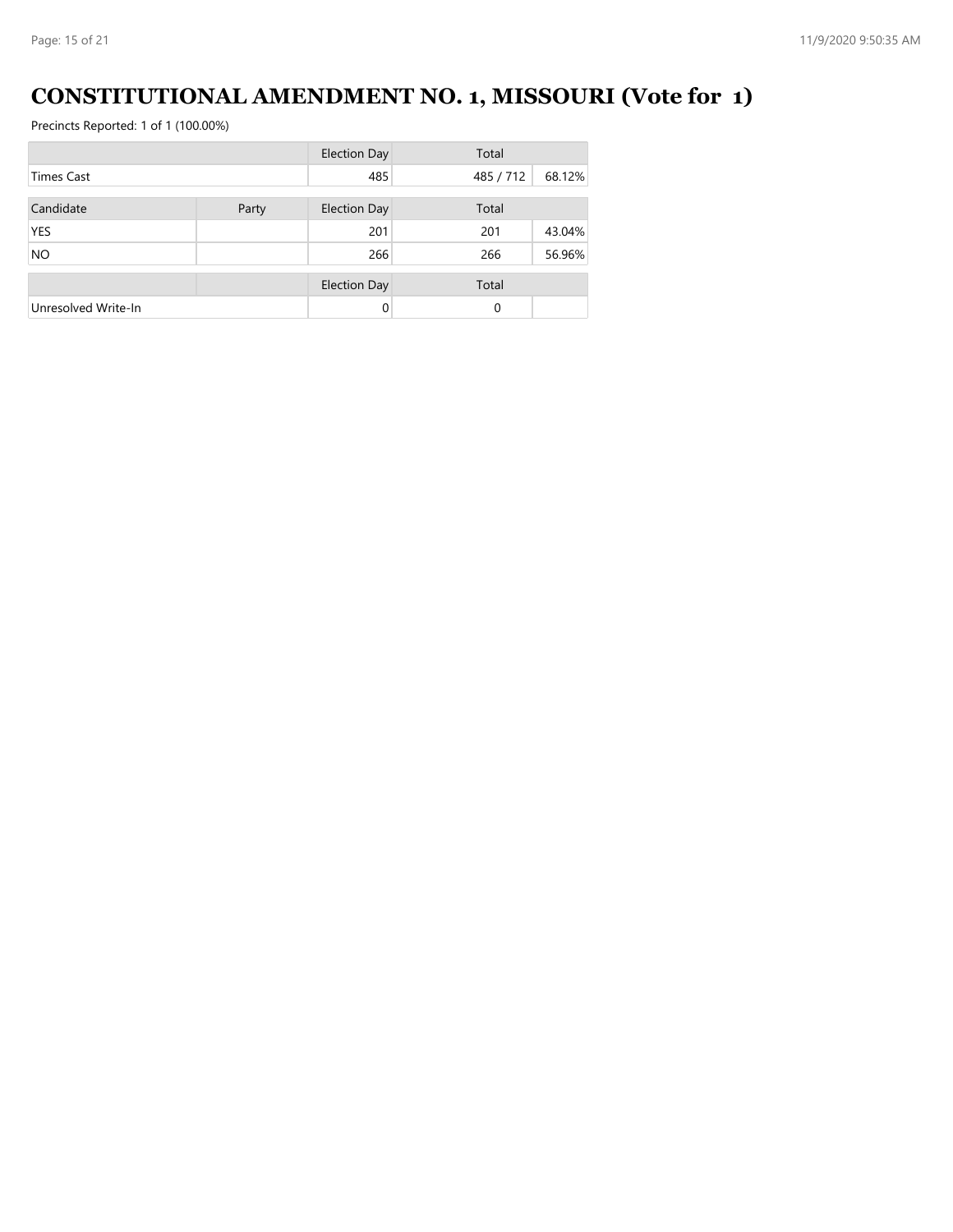# CONSTITUTIONAL AMENDMENT NO. 1, MISSOURI (Vote for 1)

Precincts Reported: 1 of 1 (100.00%)

| | | Election Day | Total | |
|---|---|---|---|---|
| Times Cast | | 485 | 485 / 712 | 68.12% |

| Candidate | Party | Election Day | Total | |
|---|---|---|---|---|
| YES | | 201 | 201 | 43.04% |
| NO | | 266 | 266 | 56.96% |

| | | Election Day | Total | |
|---|---|---|---|---|
| Unresolved Write-In | | 0 | 0 | |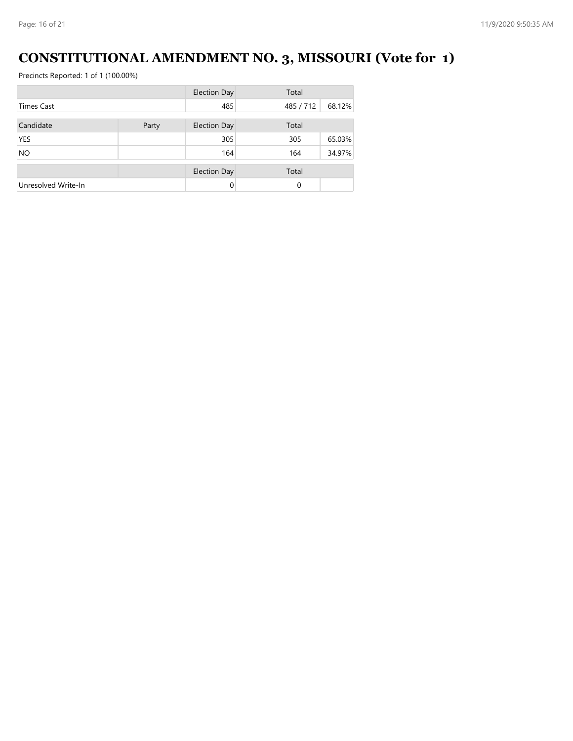# CONSTITUTIONAL AMENDMENT NO. 3, MISSOURI (Vote for 1)

Precincts Reported: 1 of 1 (100.00%)

| | | Election Day | Total | |
|---|---|---|---|---|
| Times Cast | | 485 | 485 / 712 | 68.12% |

| Candidate | Party | Election Day | Total | |
|---|---|---|---|---|
| YES | | 305 | 305 | 65.03% |
| NO | | 164 | 164 | 34.97% |

| | | Election Day | Total | |
|---|---|---|---|---|
| Unresolved Write-In | | 0 | 0 | |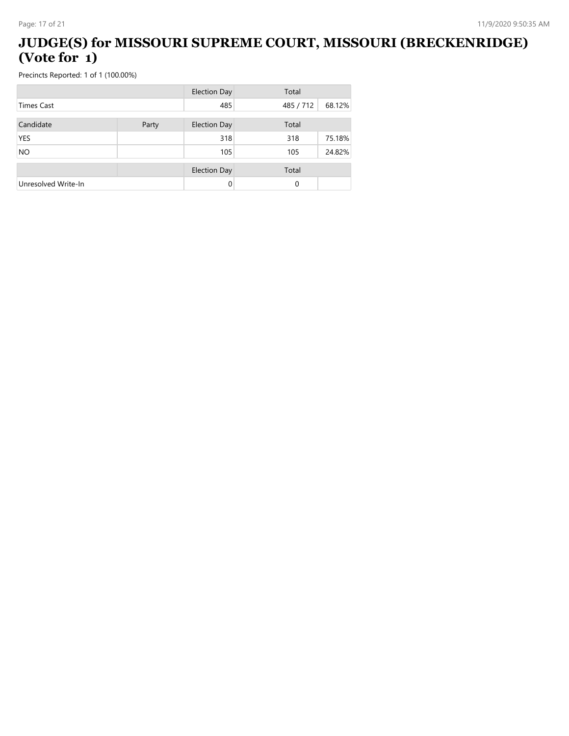# JUDGE(S) for MISSOURI SUPREME COURT, MISSOURI (BRECKENRIDGE) (Vote for 1)

Precincts Reported: 1 of 1 (100.00%)

| | | Election Day | Total | |
|---|---|---|---|---|
| Times Cast | | 485 | 485 / 712 | 68.12% |

| Candidate | Party | Election Day | Total | |
|---|---|---|---|---|
| YES | | 318 | 318 | 75.18% |
| NO | | 105 | 105 | 24.82% |

| | | Election Day | Total | |
|---|---|---|---|---|
| Unresolved Write-In | | 0 | 0 | |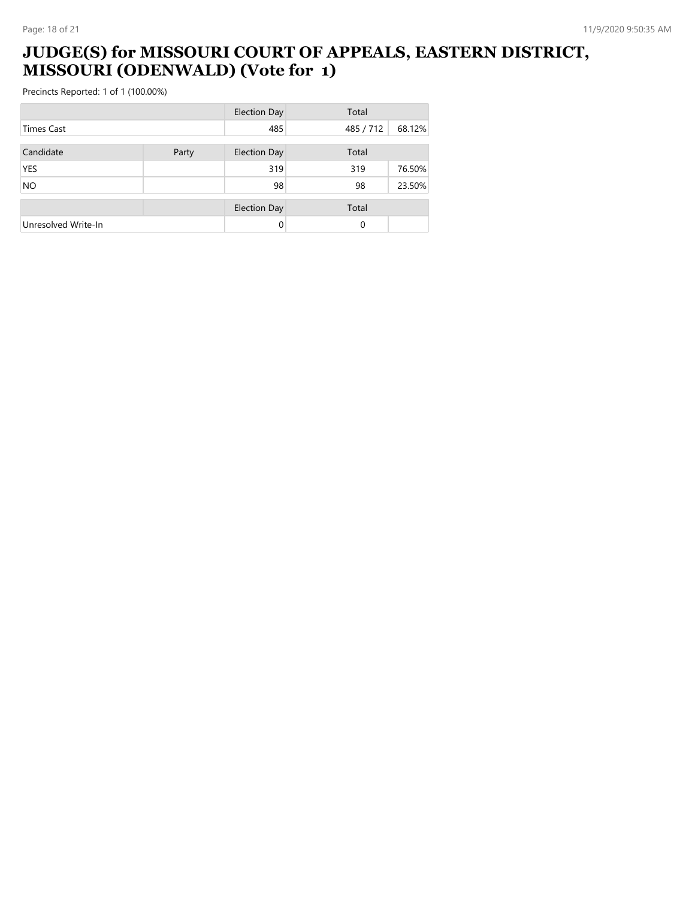# JUDGE(S) for MISSOURI COURT OF APPEALS, EASTERN DISTRICT, MISSOURI (ODENWALD) (Vote for 1)

Precincts Reported: 1 of 1 (100.00%)

| | | Election Day | Total | |
|---|---|---|---|---|
| Times Cast | | 485 | 485 / 712 | 68.12% |

| Candidate | Party | Election Day | Total | |
|---|---|---|---|---|
| YES | | 319 | 319 | 76.50% |
| NO | | 98 | 98 | 23.50% |

| | | Election Day | Total | |
|---|---|---|---|---|
| Unresolved Write-In | | 0 | 0 | |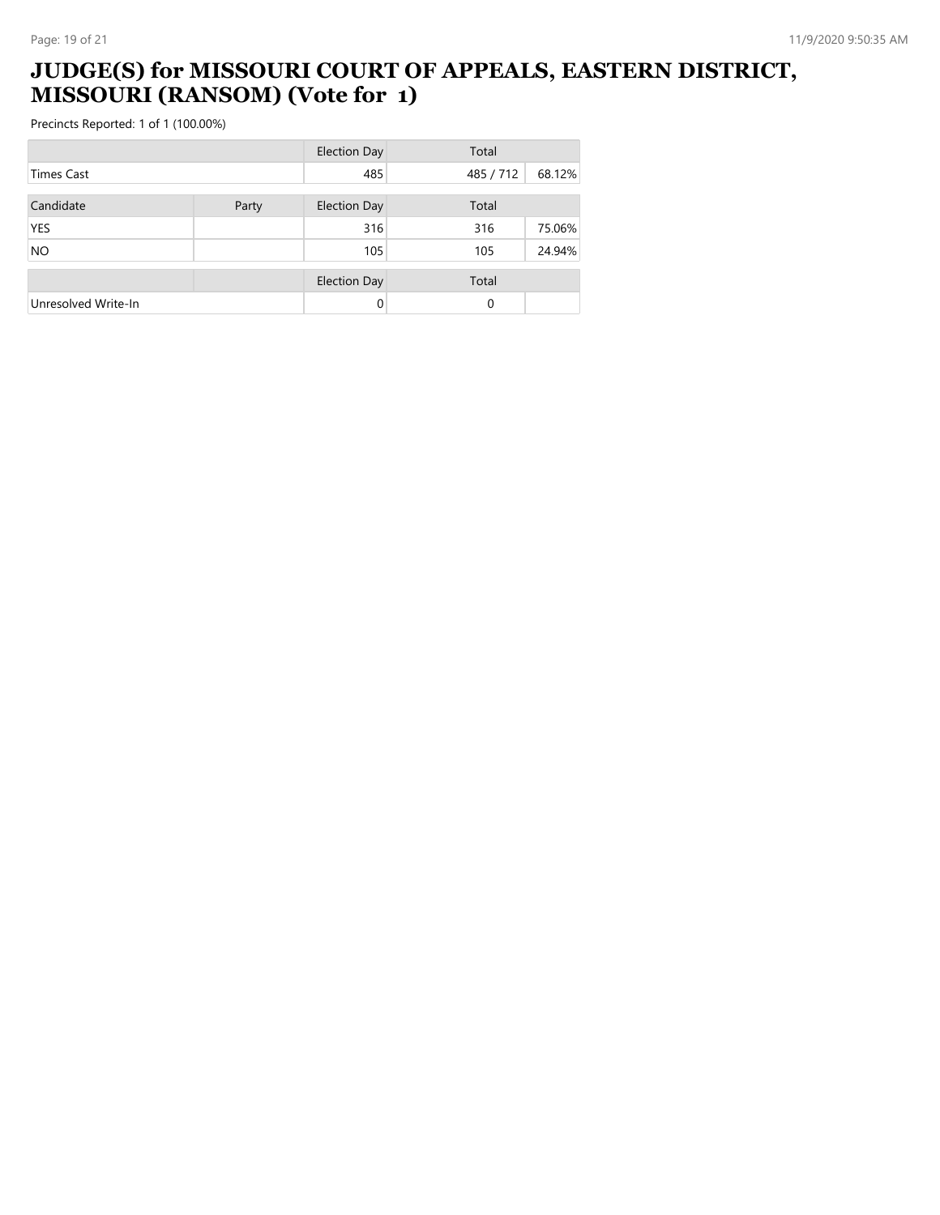# JUDGE(S) for MISSOURI COURT OF APPEALS, EASTERN DISTRICT, MISSOURI (RANSOM) (Vote for 1)

Precincts Reported: 1 of 1 (100.00%)

| | | Election Day | Total | |
|---|---|---|---|---|
| Times Cast | | 485 | 485 / 712 | 68.12% |

| Candidate | Party | Election Day | Total | |
|---|---|---|---|---|
| YES | | 316 | 316 | 75.06% |
| NO | | 105 | 105 | 24.94% |

| | | Election Day | Total | |
|---|---|---|---|---|
| Unresolved Write-In | | 0 | 0 | |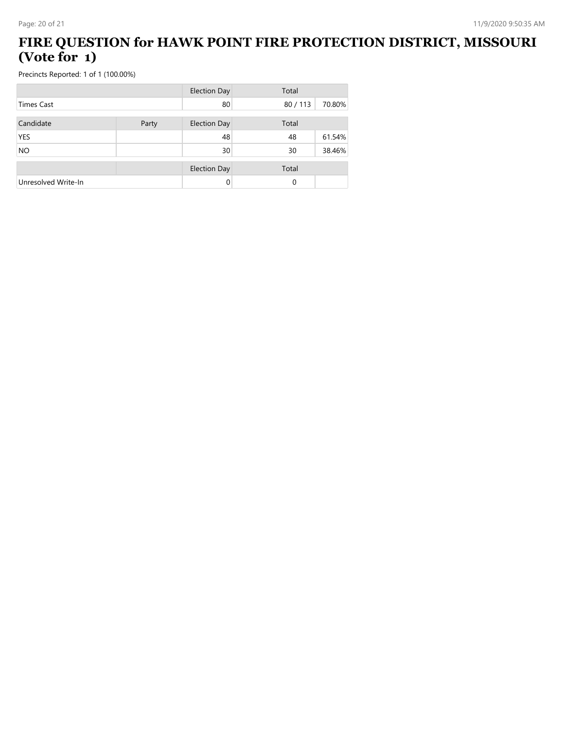# FIRE QUESTION for HAWK POINT FIRE PROTECTION DISTRICT, MISSOURI (Vote for 1)

Precincts Reported: 1 of 1 (100.00%)

| | | Election Day | Total | |
|---|---|---|---|---|
| Times Cast | | 80 | 80 / 113 | 70.80% |

| Candidate | Party | Election Day | Total | |
|---|---|---|---|---|
| YES | | 48 | 48 | 61.54% |
| NO | | 30 | 30 | 38.46% |

| | | Election Day | Total | |
|---|---|---|---|---|
| Unresolved Write-In | | 0 | 0 | |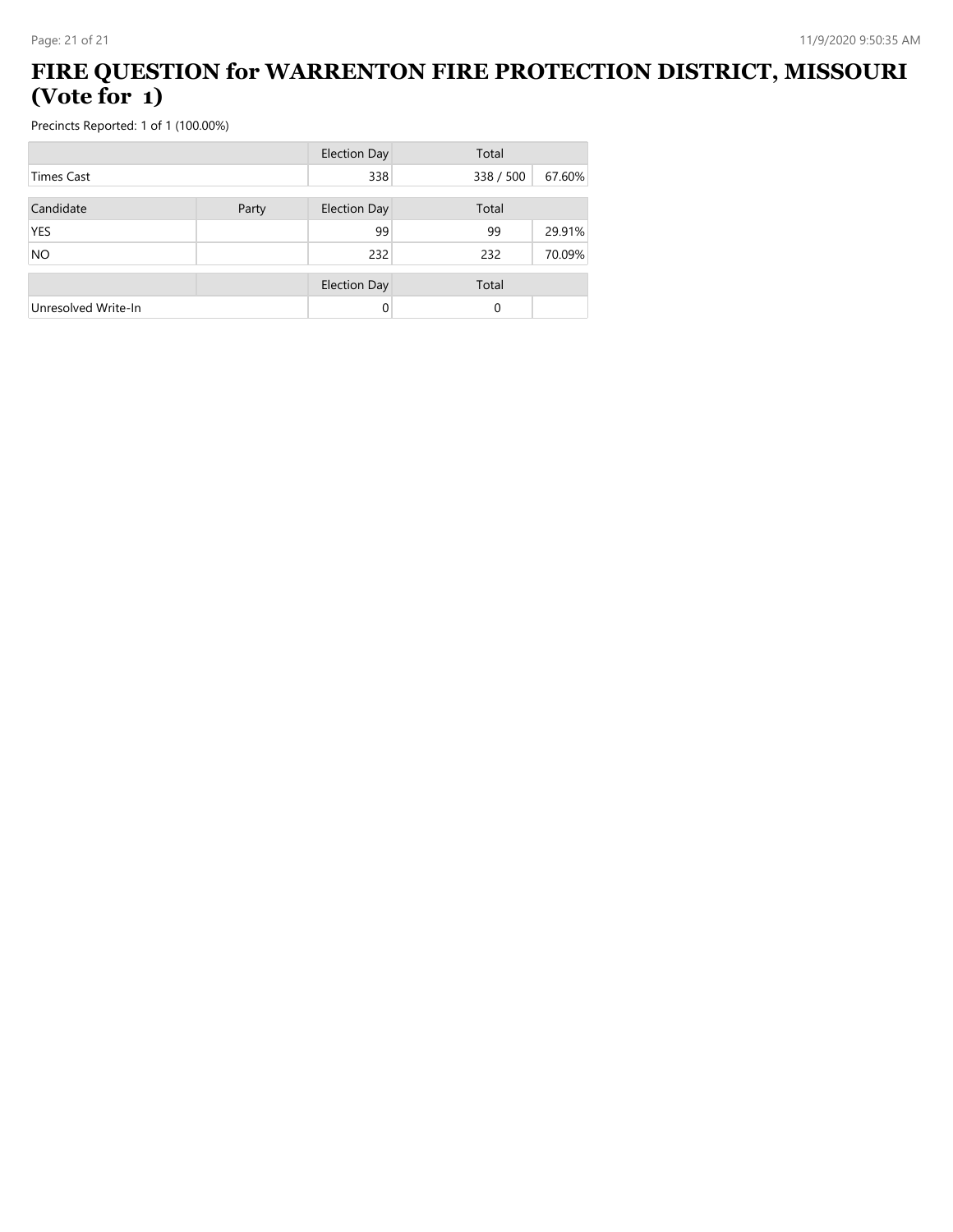# FIRE QUESTION for WARRENTON FIRE PROTECTION DISTRICT, MISSOURI (Vote for 1)

Precincts Reported: 1 of 1 (100.00%)

| | | Election Day | Total | |
|---|---|---|---|---|
| Times Cast | | 338 | 338 / 500 | 67.60% |

| Candidate | Party | Election Day | Total | |
|---|---|---|---|---|
| YES | | 99 | 99 | 29.91% |
| NO | | 232 | 232 | 70.09% |

| | | Election Day | Total | |
|---|---|---|---|---|
| Unresolved Write-In | | 0 | 0 | |